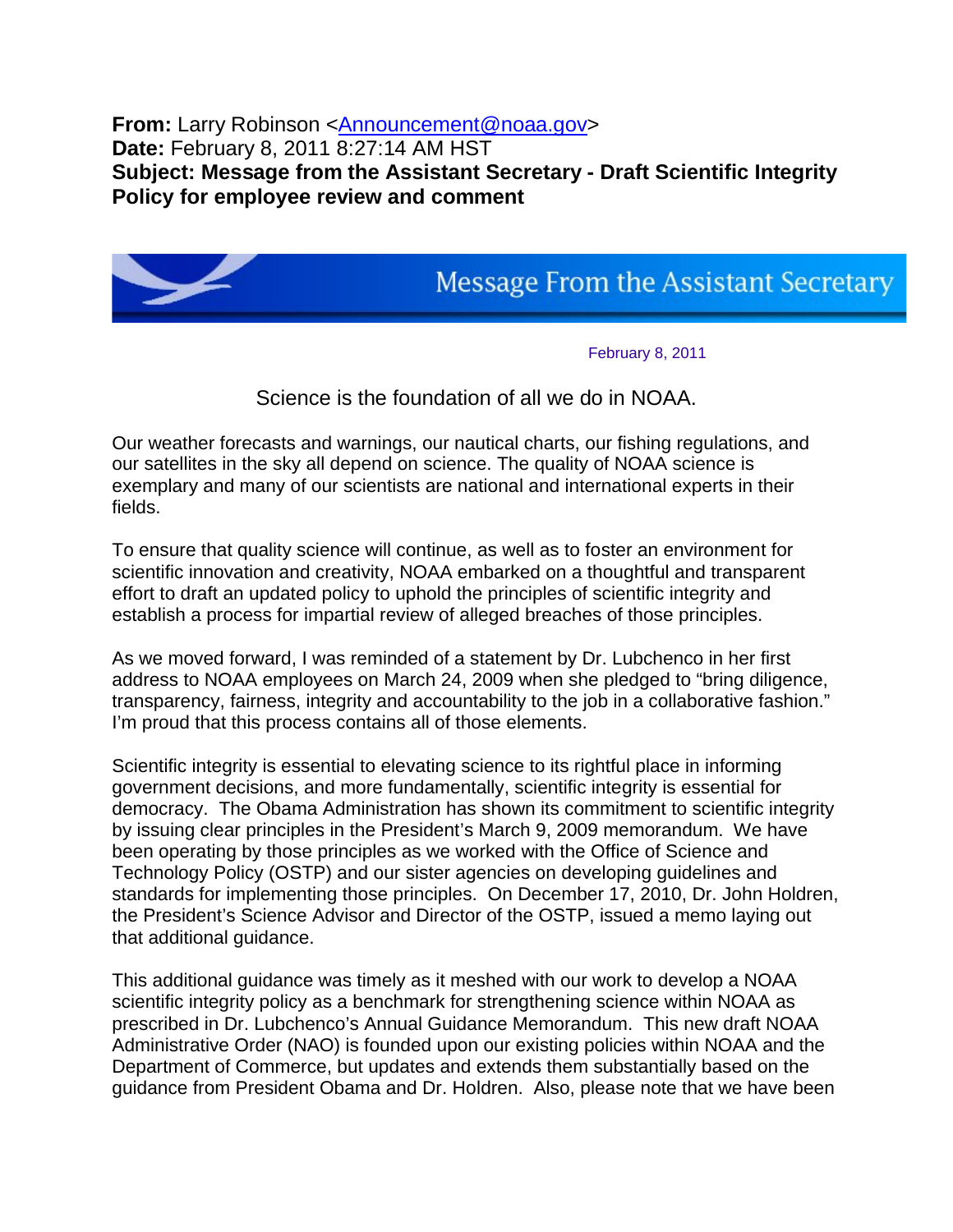**From:** Larry Robinson <Announcement@noaa.gov>
**Date:** February 8, 2011 8:27:14 AM HST
**Subject: Message from the Assistant Secretary - Draft Scientific Integrity Policy for employee review and comment**

Message From the Assistant Secretary

February 8, 2011

Science is the foundation of all we do in NOAA.

Our weather forecasts and warnings, our nautical charts, our fishing regulations, and our satellites in the sky all depend on science. The quality of NOAA science is exemplary and many of our scientists are national and international experts in their fields.

To ensure that quality science will continue, as well as to foster an environment for scientific innovation and creativity, NOAA embarked on a thoughtful and transparent effort to draft an updated policy to uphold the principles of scientific integrity and establish a process for impartial review of alleged breaches of those principles.

As we moved forward, I was reminded of a statement by Dr. Lubchenco in her first address to NOAA employees on March 24, 2009 when she pledged to "bring diligence, transparency, fairness, integrity and accountability to the job in a collaborative fashion." I'm proud that this process contains all of those elements.

Scientific integrity is essential to elevating science to its rightful place in informing government decisions, and more fundamentally, scientific integrity is essential for democracy. The Obama Administration has shown its commitment to scientific integrity by issuing clear principles in the President's March 9, 2009 memorandum. We have been operating by those principles as we worked with the Office of Science and Technology Policy (OSTP) and our sister agencies on developing guidelines and standards for implementing those principles. On December 17, 2010, Dr. John Holdren, the President's Science Advisor and Director of the OSTP, issued a memo laying out that additional guidance.

This additional guidance was timely as it meshed with our work to develop a NOAA scientific integrity policy as a benchmark for strengthening science within NOAA as prescribed in Dr. Lubchenco's Annual Guidance Memorandum. This new draft NOAA Administrative Order (NAO) is founded upon our existing policies within NOAA and the Department of Commerce, but updates and extends them substantially based on the guidance from President Obama and Dr. Holdren. Also, please note that we have been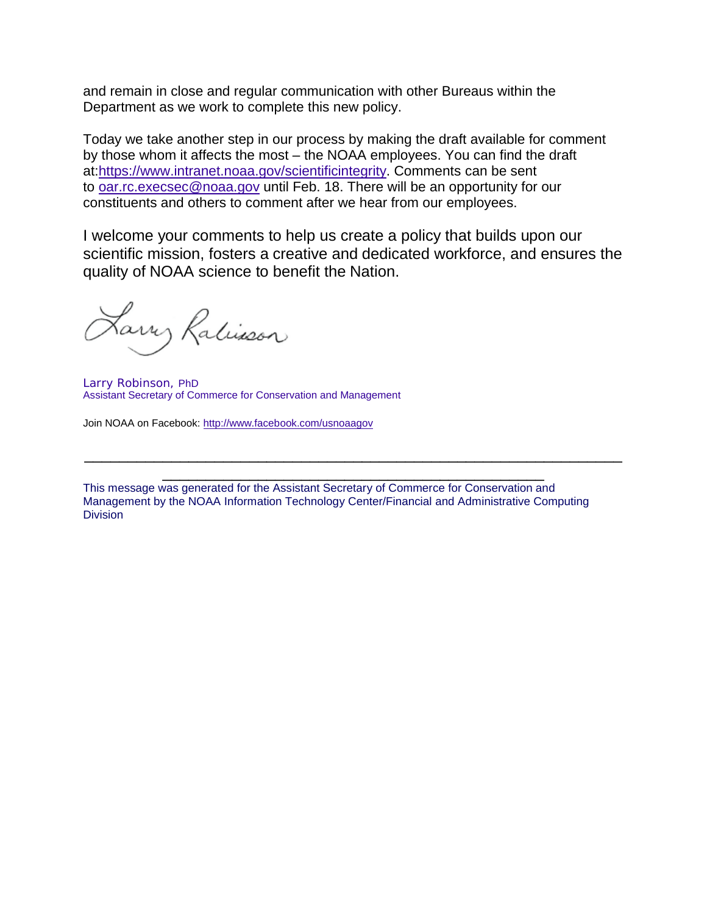and remain in close and regular communication with other Bureaus within the Department as we work to complete this new policy.

Today we take another step in our process by making the draft available for comment by those whom it affects the most – the NOAA employees. You can find the draft at:https://www.intranet.noaa.gov/scientificintegrity. Comments can be sent to oar.rc.execsec@noaa.gov until Feb. 18. There will be an opportunity for our constituents and others to comment after we hear from our employees.

I welcome your comments to help us create a policy that builds upon our scientific mission, fosters a creative and dedicated workforce, and ensures the quality of NOAA science to benefit the Nation.

Larry Robinson

Larry Robinson, PhD
Assistant Secretary of Commerce for Conservation and Management

Join NOAA on Facebook: http://www.facebook.com/usnoaagov

---

This message was generated for the Assistant Secretary of Commerce for Conservation and Management by the NOAA Information Technology Center/Financial and Administrative Computing Division